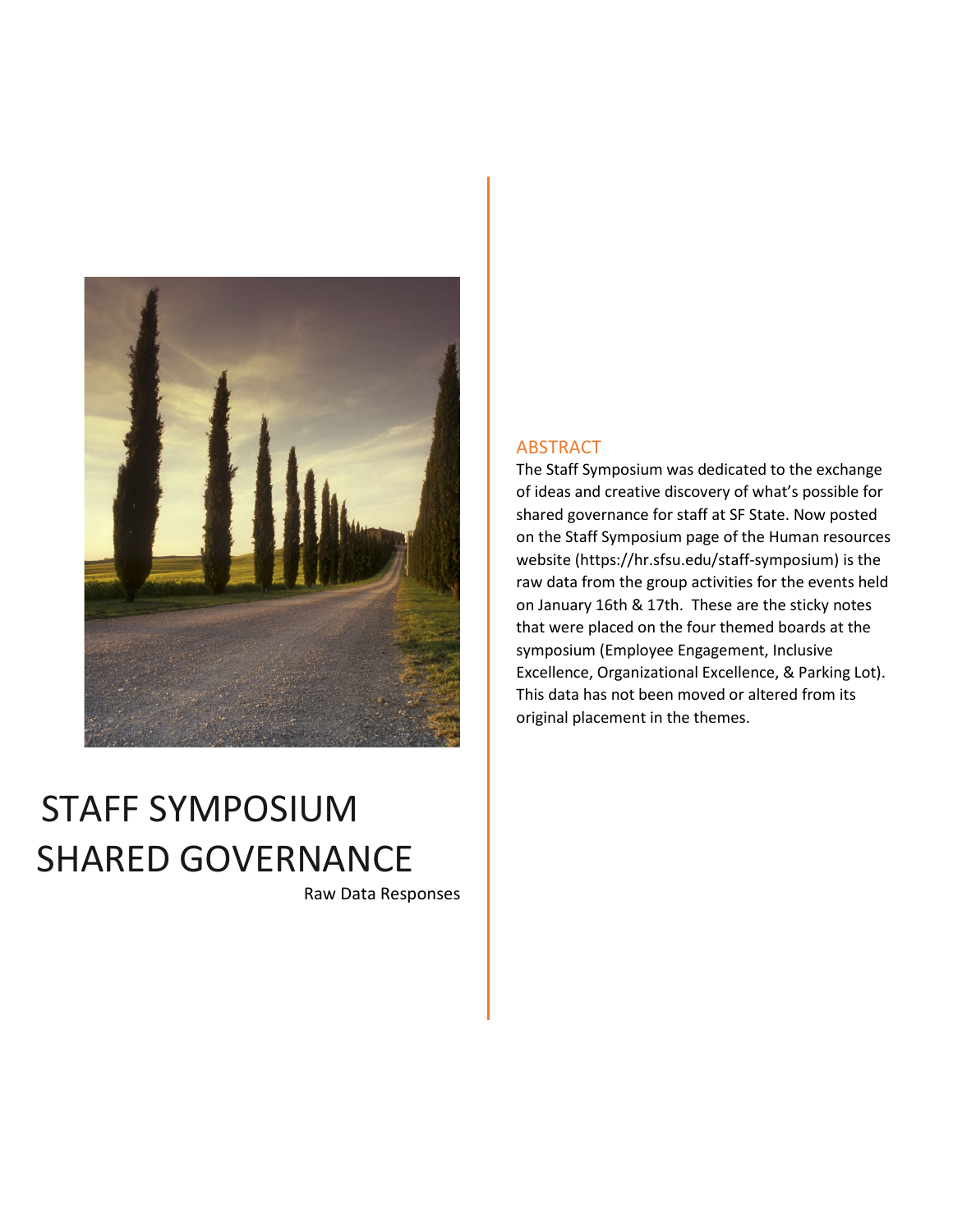# STAFF SYMPOSIUM SHARED GOVERNANCE

Raw Data Responses

## ABSTRACT

The Staff Symposium was dedicated to the exchange of ideas and creative discovery of what's possible for shared governance for staff at SF State. Now posted on the Staff Symposium page of the Human resources website (https://hr.sfsu.edu/staff-symposium) is the raw data from the group activities for the events held on January 16th & 17th. These are the sticky notes that were placed on the four themed boards at the symposium (Employee Engagement, Inclusive Excellence, Organizational Excellence, & Parking Lot). This data has not been moved or altered from its original placement in the themes.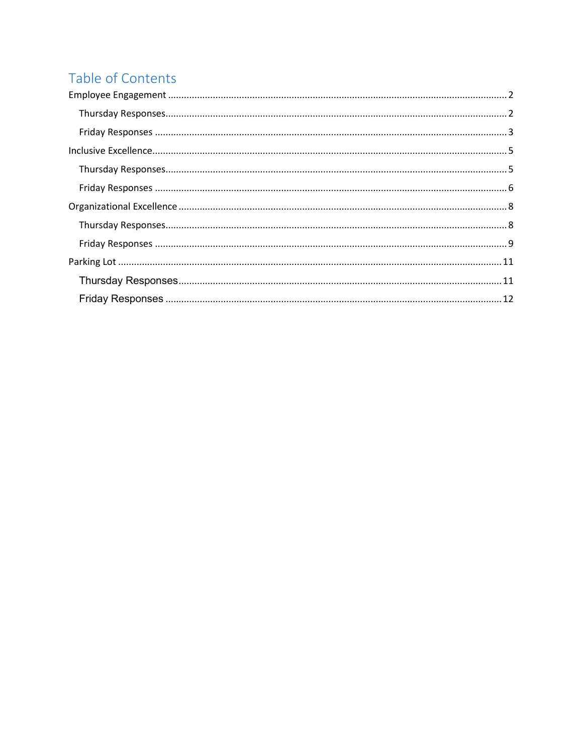# Table of Contents

Employee Engagement ........................................................................................................................ 2

- Thursday Responses ...................................................................................................................... 2
- Friday Responses ........................................................................................................................... 3

Inclusive Excellence ............................................................................................................................ 5

- Thursday Responses ...................................................................................................................... 5
- Friday Responses ........................................................................................................................... 6

Organizational Excellence ................................................................................................................... 8

- Thursday Responses ...................................................................................................................... 8
- Friday Responses ........................................................................................................................... 9

Parking Lot ......................................................................................................................................... 11

- Thursday Responses .................................................................................................................... 11
- Friday Responses ......................................................................................................................... 12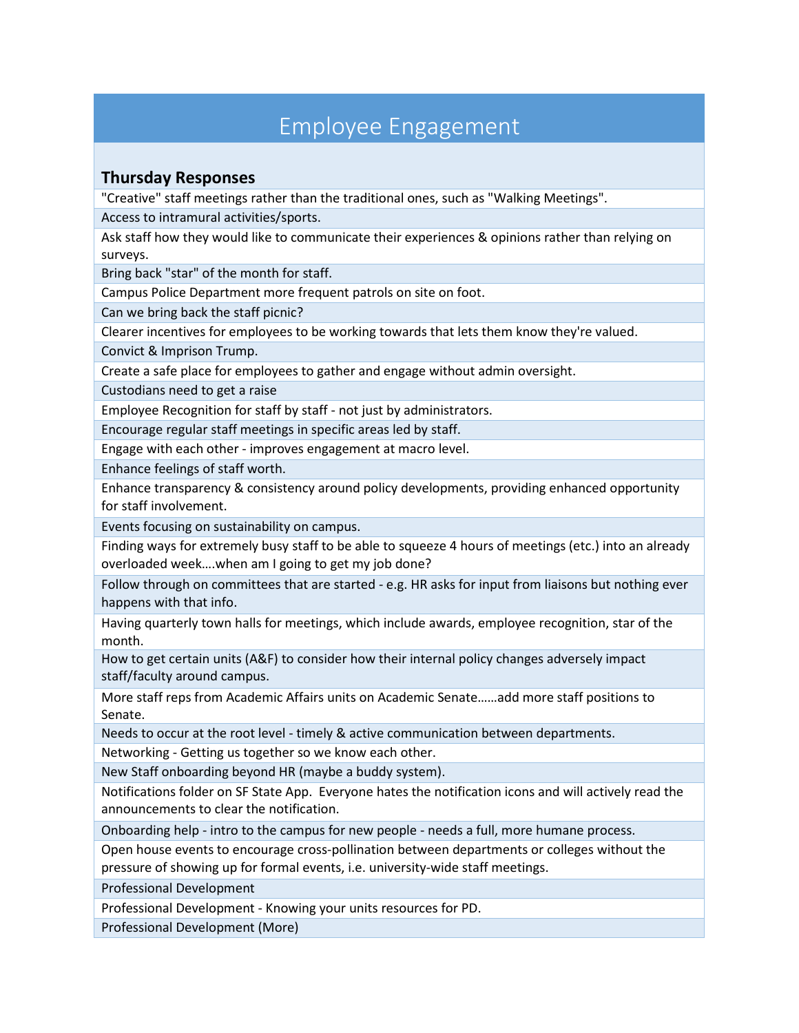# Employee Engagement

## Thursday Responses

| |
|---|
| "Creative" staff meetings rather than the traditional ones, such as "Walking Meetings". |
| Access to intramural activities/sports. |
| Ask staff how they would like to communicate their experiences & opinions rather than relying on surveys. |
| Bring back "star" of the month for staff. |
| Campus Police Department more frequent patrols on site on foot. |
| Can we bring back the staff picnic? |
| Clearer incentives for employees to be working towards that lets them know they're valued. |
| Convict & Imprison Trump. |
| Create a safe place for employees to gather and engage without admin oversight. |
| Custodians need to get a raise |
| Employee Recognition for staff by staff - not just by administrators. |
| Encourage regular staff meetings in specific areas led by staff. |
| Engage with each other - improves engagement at macro level. |
| Enhance feelings of staff worth. |
| Enhance transparency & consistency around policy developments, providing enhanced opportunity for staff involvement. |
| Events focusing on sustainability on campus. |
| Finding ways for extremely busy staff to be able to squeeze 4 hours of meetings (etc.) into an already overloaded week….when am I going to get my job done? |
| Follow through on committees that are started - e.g. HR asks for input from liaisons but nothing ever happens with that info. |
| Having quarterly town halls for meetings, which include awards, employee recognition, star of the month. |
| How to get certain units (A&F) to consider how their internal policy changes adversely impact staff/faculty around campus. |
| More staff reps from Academic Affairs units on Academic Senate……add more staff positions to Senate. |
| Needs to occur at the root level - timely & active communication between departments. |
| Networking - Getting us together so we know each other. |
| New Staff onboarding beyond HR (maybe a buddy system). |
| Notifications folder on SF State App. Everyone hates the notification icons and will actively read the announcements to clear the notification. |
| Onboarding help - intro to the campus for new people - needs a full, more humane process. |
| Open house events to encourage cross-pollination between departments or colleges without the pressure of showing up for formal events, i.e. university-wide staff meetings. |
| Professional Development |
| Professional Development - Knowing your units resources for PD. |
| Professional Development (More) |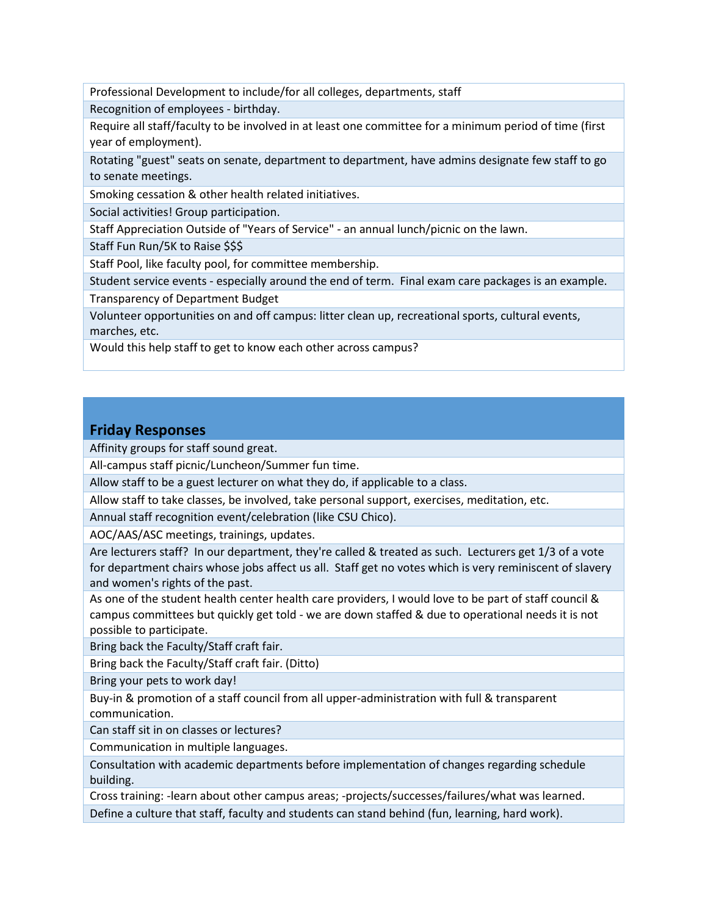| |
|---|
| Professional Development to include/for all colleges, departments, staff |
| Recognition of employees - birthday. |
| Require all staff/faculty to be involved in at least one committee for a minimum period of time (first year of employment). |
| Rotating "guest" seats on senate, department to department, have admins designate few staff to go to senate meetings. |
| Smoking cessation & other health related initiatives. |
| Social activities! Group participation. |
| Staff Appreciation Outside of "Years of Service" - an annual lunch/picnic on the lawn. |
| Staff Fun Run/5K to Raise $$$ |
| Staff Pool, like faculty pool, for committee membership. |
| Student service events - especially around the end of term. Final exam care packages is an example. |
| Transparency of Department Budget |
| Volunteer opportunities on and off campus: litter clean up, recreational sports, cultural events, marches, etc. |
| Would this help staff to get to know each other across campus? |

| **Friday Responses** |
|---|
| Affinity groups for staff sound great. |
| All-campus staff picnic/Luncheon/Summer fun time. |
| Allow staff to be a guest lecturer on what they do, if applicable to a class. |
| Allow staff to take classes, be involved, take personal support, exercises, meditation, etc. |
| Annual staff recognition event/celebration (like CSU Chico). |
| AOC/AAS/ASC meetings, trainings, updates. |
| Are lecturers staff? In our department, they're called & treated as such. Lecturers get 1/3 of a vote for department chairs whose jobs affect us all. Staff get no votes which is very reminiscent of slavery and women's rights of the past. |
| As one of the student health center health care providers, I would love to be part of staff council & campus committees but quickly get told - we are down staffed & due to operational needs it is not possible to participate. |
| Bring back the Faculty/Staff craft fair. |
| Bring back the Faculty/Staff craft fair. (Ditto) |
| Bring your pets to work day! |
| Buy-in & promotion of a staff council from all upper-administration with full & transparent communication. |
| Can staff sit in on classes or lectures? |
| Communication in multiple languages. |
| Consultation with academic departments before implementation of changes regarding schedule building. |
| Cross training: -learn about other campus areas; -projects/successes/failures/what was learned. |
| Define a culture that staff, faculty and students can stand behind (fun, learning, hard work). |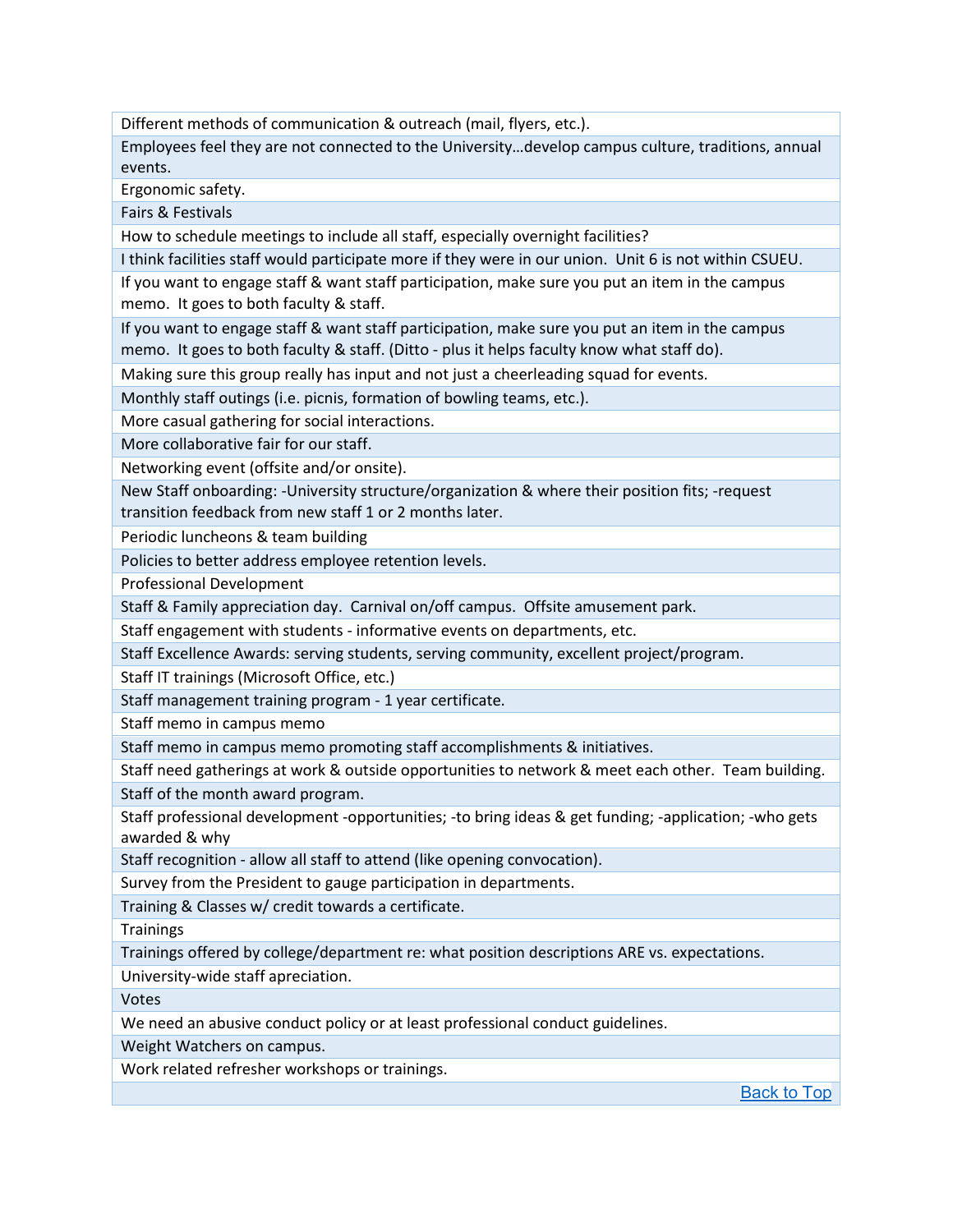| |
|---|
| Different methods of communication & outreach (mail, flyers, etc.). |
| Employees feel they are not connected to the University…develop campus culture, traditions, annual events. |
| Ergonomic safety. |
| Fairs & Festivals |
| How to schedule meetings to include all staff, especially overnight facilities? |
| I think facilities staff would participate more if they were in our union. Unit 6 is not within CSUEU. |
| If you want to engage staff & want staff participation, make sure you put an item in the campus memo. It goes to both faculty & staff. |
| If you want to engage staff & want staff participation, make sure you put an item in the campus memo. It goes to both faculty & staff. (Ditto - plus it helps faculty know what staff do). |
| Making sure this group really has input and not just a cheerleading squad for events. |
| Monthly staff outings (i.e. picnis, formation of bowling teams, etc.). |
| More casual gathering for social interactions. |
| More collaborative fair for our staff. |
| Networking event (offsite and/or onsite). |
| New Staff onboarding: -University structure/organization & where their position fits; -request transition feedback from new staff 1 or 2 months later. |
| Periodic luncheons & team building |
| Policies to better address employee retention levels. |
| Professional Development |
| Staff & Family appreciation day. Carnival on/off campus. Offsite amusement park. |
| Staff engagement with students - informative events on departments, etc. |
| Staff Excellence Awards: serving students, serving community, excellent project/program. |
| Staff IT trainings (Microsoft Office, etc.) |
| Staff management training program - 1 year certificate. |
| Staff memo in campus memo |
| Staff memo in campus memo promoting staff accomplishments & initiatives. |
| Staff need gatherings at work & outside opportunities to network & meet each other. Team building. |
| Staff of the month award program. |
| Staff professional development -opportunities; -to bring ideas & get funding; -application; -who gets awarded & why |
| Staff recognition - allow all staff to attend (like opening convocation). |
| Survey from the President to gauge participation in departments. |
| Training & Classes w/ credit towards a certificate. |
| Trainings |
| Trainings offered by college/department re: what position descriptions ARE vs. expectations. |
| University-wide staff apreciation. |
| Votes |
| We need an abusive conduct policy or at least professional conduct guidelines. |
| Weight Watchers on campus. |
| Work related refresher workshops or trainings. |
| Back to Top |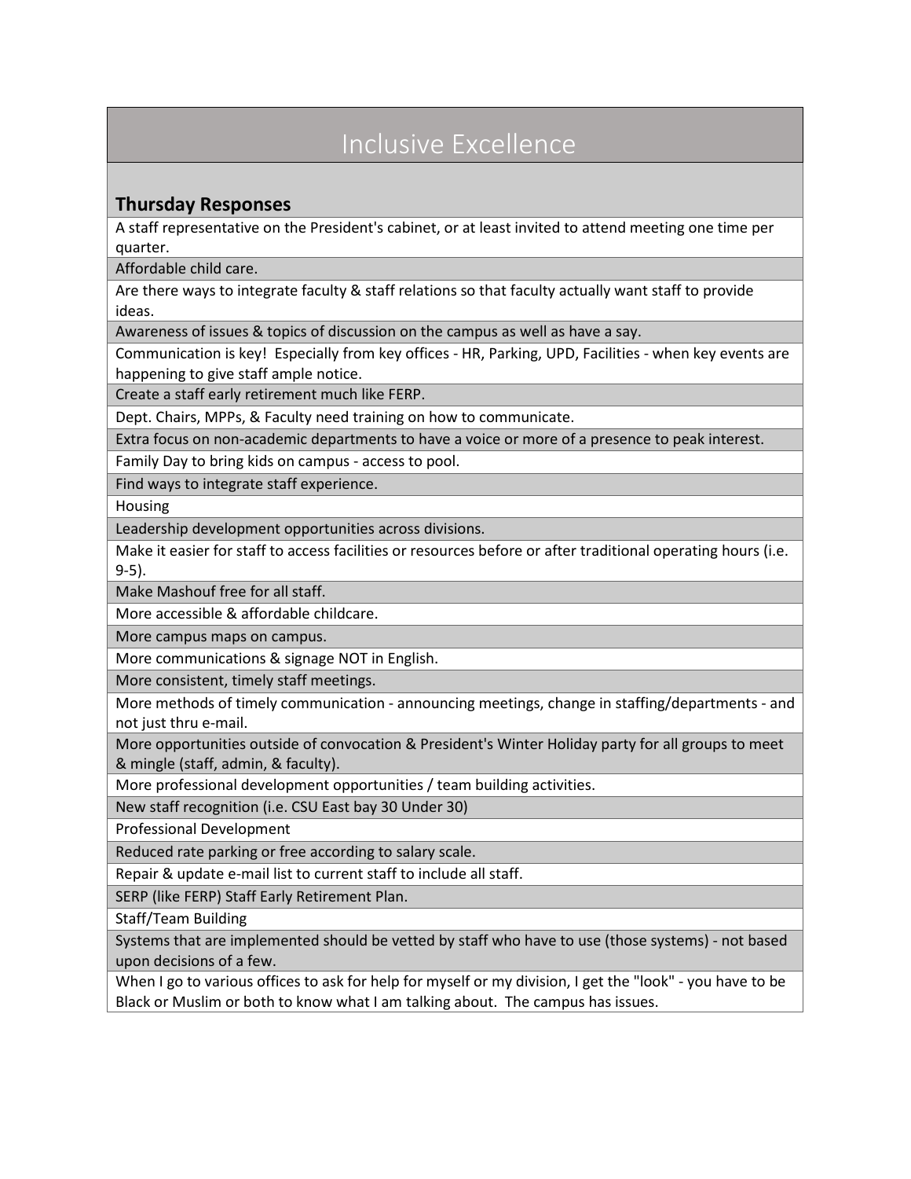# Inclusive Excellence

## Thursday Responses

| Thursday Responses |
|---|
| A staff representative on the President's cabinet, or at least invited to attend meeting one time per quarter. |
| Affordable child care. |
| Are there ways to integrate faculty & staff relations so that faculty actually want staff to provide ideas. |
| Awareness of issues & topics of discussion on the campus as well as have a say. |
| Communication is key! Especially from key offices - HR, Parking, UPD, Facilities - when key events are happening to give staff ample notice. |
| Create a staff early retirement much like FERP. |
| Dept. Chairs, MPPs, & Faculty need training on how to communicate. |
| Extra focus on non-academic departments to have a voice or more of a presence to peak interest. |
| Family Day to bring kids on campus - access to pool. |
| Find ways to integrate staff experience. |
| Housing |
| Leadership development opportunities across divisions. |
| Make it easier for staff to access facilities or resources before or after traditional operating hours (i.e. 9-5). |
| Make Mashouf free for all staff. |
| More accessible & affordable childcare. |
| More campus maps on campus. |
| More communications & signage NOT in English. |
| More consistent, timely staff meetings. |
| More methods of timely communication - announcing meetings, change in staffing/departments - and not just thru e-mail. |
| More opportunities outside of convocation & President's Winter Holiday party for all groups to meet & mingle (staff, admin, & faculty). |
| More professional development opportunities / team building activities. |
| New staff recognition (i.e. CSU East bay 30 Under 30) |
| Professional Development |
| Reduced rate parking or free according to salary scale. |
| Repair & update e-mail list to current staff to include all staff. |
| SERP (like FERP) Staff Early Retirement Plan. |
| Staff/Team Building |
| Systems that are implemented should be vetted by staff who have to use (those systems) - not based upon decisions of a few. |
| When I go to various offices to ask for help for myself or my division, I get the "look" - you have to be Black or Muslim or both to know what I am talking about. The campus has issues. |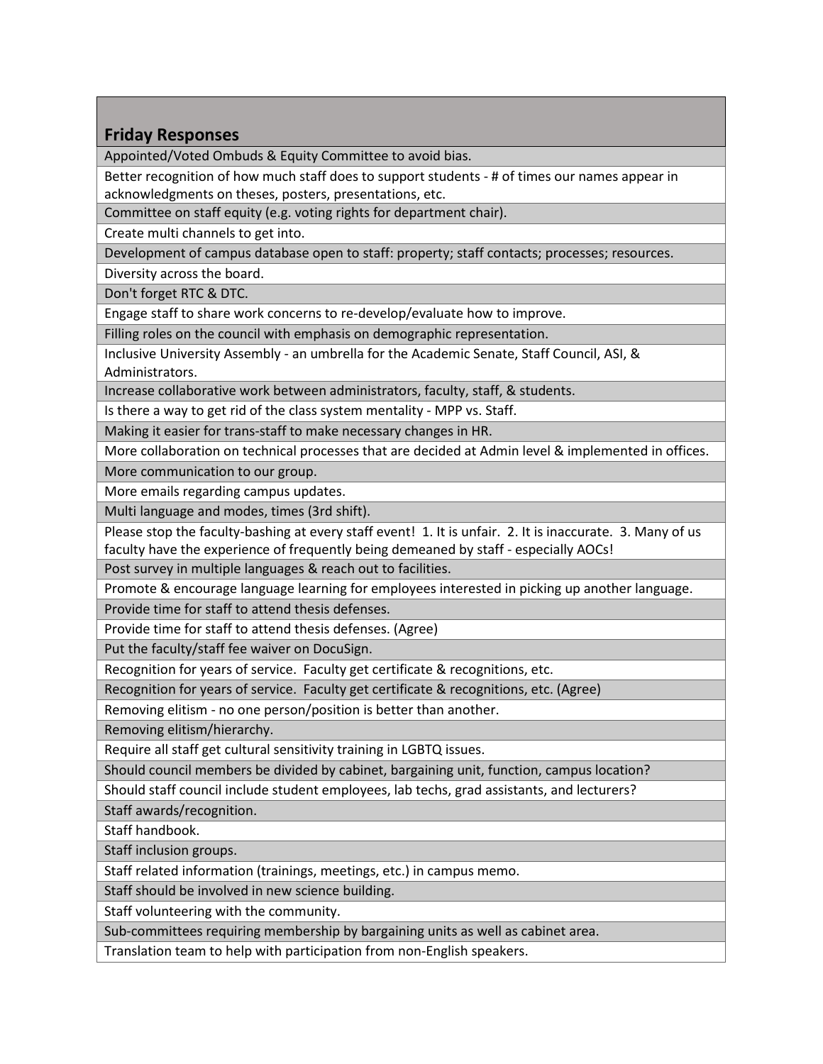| Friday Responses |
|---|
| Appointed/Voted Ombuds & Equity Committee to avoid bias. |
| Better recognition of how much staff does to support students - # of times our names appear in acknowledgments on theses, posters, presentations, etc. |
| Committee on staff equity (e.g. voting rights for department chair). |
| Create multi channels to get into. |
| Development of campus database open to staff: property; staff contacts; processes; resources. |
| Diversity across the board. |
| Don't forget RTC & DTC. |
| Engage staff to share work concerns to re-develop/evaluate how to improve. |
| Filling roles on the council with emphasis on demographic representation. |
| Inclusive University Assembly - an umbrella for the Academic Senate, Staff Council, ASI, & Administrators. |
| Increase collaborative work between administrators, faculty, staff, & students. |
| Is there a way to get rid of the class system mentality - MPP vs. Staff. |
| Making it easier for trans-staff to make necessary changes in HR. |
| More collaboration on technical processes that are decided at Admin level & implemented in offices. |
| More communication to our group. |
| More emails regarding campus updates. |
| Multi language and modes, times (3rd shift). |
| Please stop the faculty-bashing at every staff event! 1. It is unfair. 2. It is inaccurate. 3. Many of us faculty have the experience of frequently being demeaned by staff - especially AOCs! |
| Post survey in multiple languages & reach out to facilities. |
| Promote & encourage language learning for employees interested in picking up another language. |
| Provide time for staff to attend thesis defenses. |
| Provide time for staff to attend thesis defenses. (Agree) |
| Put the faculty/staff fee waiver on DocuSign. |
| Recognition for years of service. Faculty get certificate & recognitions, etc. |
| Recognition for years of service. Faculty get certificate & recognitions, etc. (Agree) |
| Removing elitism - no one person/position is better than another. |
| Removing elitism/hierarchy. |
| Require all staff get cultural sensitivity training in LGBTQ issues. |
| Should council members be divided by cabinet, bargaining unit, function, campus location? |
| Should staff council include student employees, lab techs, grad assistants, and lecturers? |
| Staff awards/recognition. |
| Staff handbook. |
| Staff inclusion groups. |
| Staff related information (trainings, meetings, etc.) in campus memo. |
| Staff should be involved in new science building. |
| Staff volunteering with the community. |
| Sub-committees requiring membership by bargaining units as well as cabinet area. |
| Translation team to help with participation from non-English speakers. |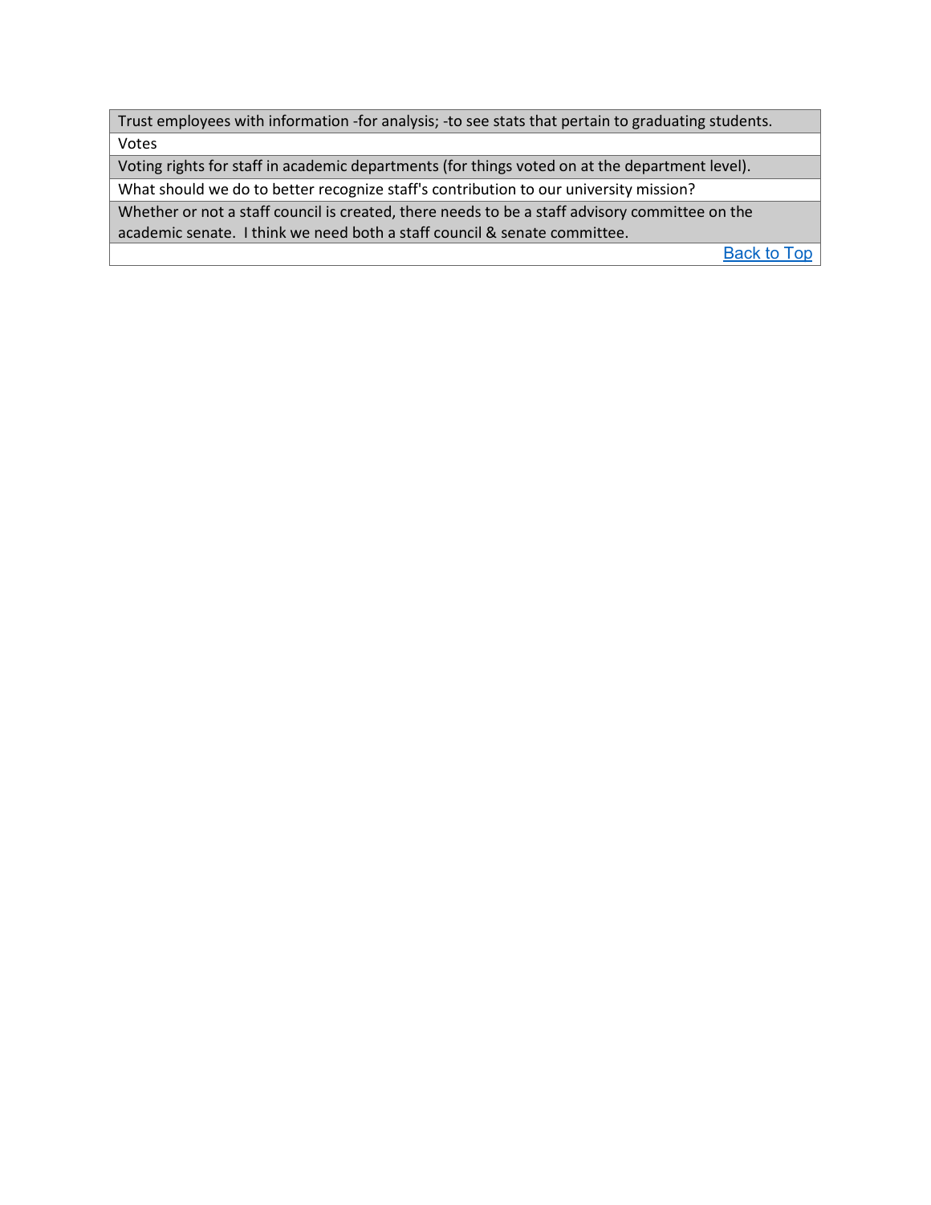| |
|---|
| Trust employees with information -for analysis; -to see stats that pertain to graduating students. |
| Votes |
| Voting rights for staff in academic departments (for things voted on at the department level). |
| What should we do to better recognize staff's contribution to our university mission? |
| Whether or not a staff council is created, there needs to be a staff advisory committee on the academic senate. I think we need both a staff council & senate committee. |
| Back to Top |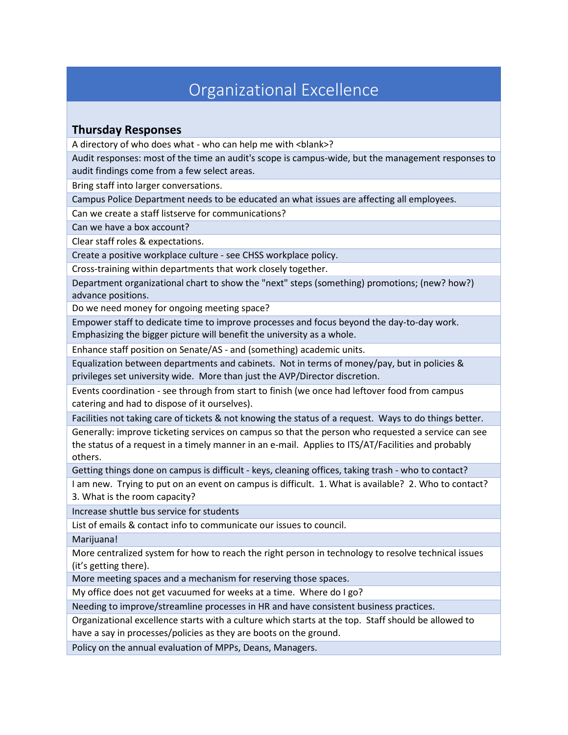# Organizational Excellence

## Thursday Responses

| Thursday Responses |
|---|
| A directory of who does what - who can help me with <blank>? |
| Audit responses: most of the time an audit's scope is campus-wide, but the management responses to audit findings come from a few select areas. |
| Bring staff into larger conversations. |
| Campus Police Department needs to be educated an what issues are affecting all employees. |
| Can we create a staff listserve for communications? |
| Can we have a box account? |
| Clear staff roles & expectations. |
| Create a positive workplace culture - see CHSS workplace policy. |
| Cross-training within departments that work closely together. |
| Department organizational chart to show the "next" steps (something) promotions; (new? how?) advance positions. |
| Do we need money for ongoing meeting space? |
| Empower staff to dedicate time to improve processes and focus beyond the day-to-day work. Emphasizing the bigger picture will benefit the university as a whole. |
| Enhance staff position on Senate/AS - and (something) academic units. |
| Equalization between departments and cabinets. Not in terms of money/pay, but in policies & privileges set university wide. More than just the AVP/Director discretion. |
| Events coordination - see through from start to finish (we once had leftover food from campus catering and had to dispose of it ourselves). |
| Facilities not taking care of tickets & not knowing the status of a request. Ways to do things better. |
| Generally: improve ticketing services on campus so that the person who requested a service can see the status of a request in a timely manner in an e-mail. Applies to ITS/AT/Facilities and probably others. |
| Getting things done on campus is difficult - keys, cleaning offices, taking trash - who to contact? |
| I am new. Trying to put on an event on campus is difficult. 1. What is available? 2. Who to contact? 3. What is the room capacity? |
| Increase shuttle bus service for students |
| List of emails & contact info to communicate our issues to council. |
| Marijuana! |
| More centralized system for how to reach the right person in technology to resolve technical issues (it's getting there). |
| More meeting spaces and a mechanism for reserving those spaces. |
| My office does not get vacuumed for weeks at a time. Where do I go? |
| Needing to improve/streamline processes in HR and have consistent business practices. |
| Organizational excellence starts with a culture which starts at the top. Staff should be allowed to have a say in processes/policies as they are boots on the ground. |
| Policy on the annual evaluation of MPPs, Deans, Managers. |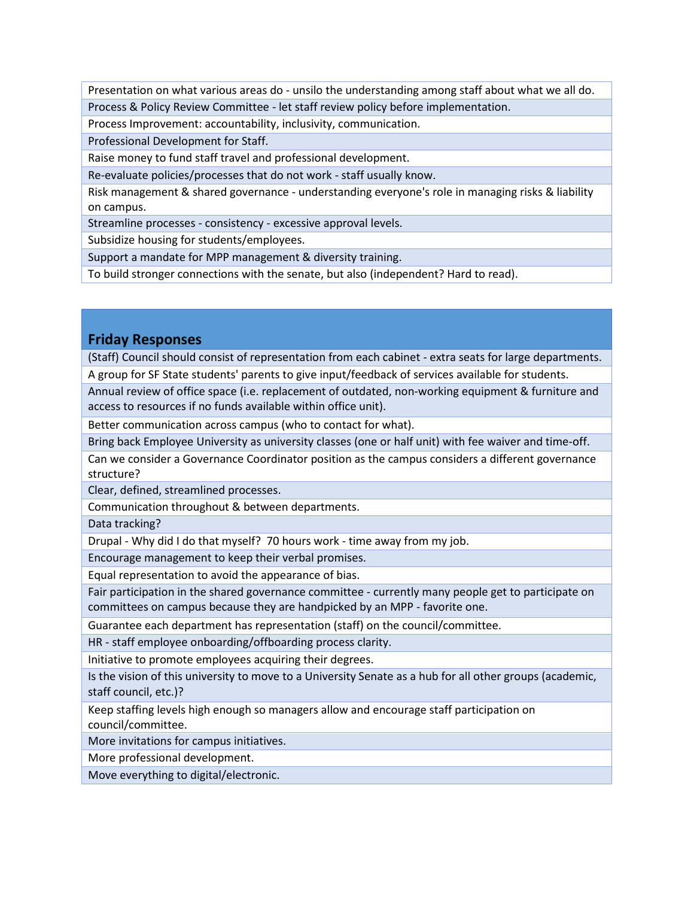| |
|---|
| Presentation on what various areas do - unsilo the understanding among staff about what we all do. |
| Process & Policy Review Committee - let staff review policy before implementation. |
| Process Improvement: accountability, inclusivity, communication. |
| Professional Development for Staff. |
| Raise money to fund staff travel and professional development. |
| Re-evaluate policies/processes that do not work - staff usually know. |
| Risk management & shared governance - understanding everyone's role in managing risks & liability on campus. |
| Streamline processes - consistency - excessive approval levels. |
| Subsidize housing for students/employees. |
| Support a mandate for MPP management & diversity training. |
| To build stronger connections with the senate, but also (independent? Hard to read). |

| **Friday Responses** |
|---|
| (Staff) Council should consist of representation from each cabinet - extra seats for large departments. |
| A group for SF State students' parents to give input/feedback of services available for students. |
| Annual review of office space (i.e. replacement of outdated, non-working equipment & furniture and access to resources if no funds available within office unit). |
| Better communication across campus (who to contact for what). |
| Bring back Employee University as university classes (one or half unit) with fee waiver and time-off. |
| Can we consider a Governance Coordinator position as the campus considers a different governance structure? |
| Clear, defined, streamlined processes. |
| Communication throughout & between departments. |
| Data tracking? |
| Drupal - Why did I do that myself? 70 hours work - time away from my job. |
| Encourage management to keep their verbal promises. |
| Equal representation to avoid the appearance of bias. |
| Fair participation in the shared governance committee - currently many people get to participate on committees on campus because they are handpicked by an MPP - favorite one. |
| Guarantee each department has representation (staff) on the council/committee. |
| HR - staff employee onboarding/offboarding process clarity. |
| Initiative to promote employees acquiring their degrees. |
| Is the vision of this university to move to a University Senate as a hub for all other groups (academic, staff council, etc.)? |
| Keep staffing levels high enough so managers allow and encourage staff participation on council/committee. |
| More invitations for campus initiatives. |
| More professional development. |
| Move everything to digital/electronic. |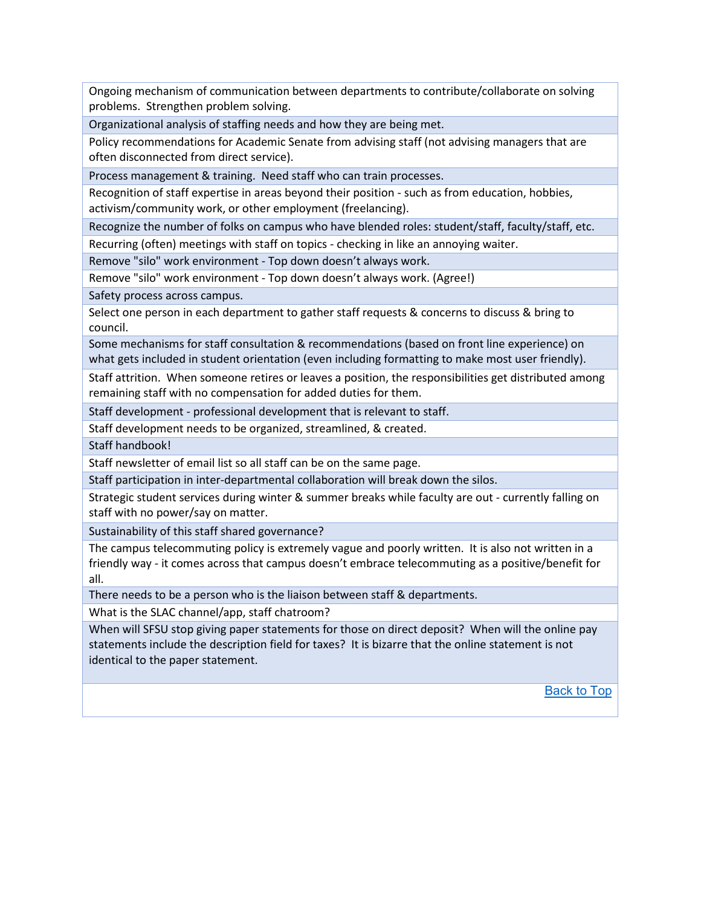| |
|---|
| Ongoing mechanism of communication between departments to contribute/collaborate on solving problems. Strengthen problem solving. |
| Organizational analysis of staffing needs and how they are being met. |
| Policy recommendations for Academic Senate from advising staff (not advising managers that are often disconnected from direct service). |
| Process management & training. Need staff who can train processes. |
| Recognition of staff expertise in areas beyond their position - such as from education, hobbies, activism/community work, or other employment (freelancing). |
| Recognize the number of folks on campus who have blended roles: student/staff, faculty/staff, etc. |
| Recurring (often) meetings with staff on topics - checking in like an annoying waiter. |
| Remove "silo" work environment - Top down doesn't always work. |
| Remove "silo" work environment - Top down doesn't always work. (Agree!) |
| Safety process across campus. |
| Select one person in each department to gather staff requests & concerns to discuss & bring to council. |
| Some mechanisms for staff consultation & recommendations (based on front line experience) on what gets included in student orientation (even including formatting to make most user friendly). |
| Staff attrition. When someone retires or leaves a position, the responsibilities get distributed among remaining staff with no compensation for added duties for them. |
| Staff development - professional development that is relevant to staff. |
| Staff development needs to be organized, streamlined, & created. |
| Staff handbook! |
| Staff newsletter of email list so all staff can be on the same page. |
| Staff participation in inter-departmental collaboration will break down the silos. |
| Strategic student services during winter & summer breaks while faculty are out - currently falling on staff with no power/say on matter. |
| Sustainability of this staff shared governance? |
| The campus telecommuting policy is extremely vague and poorly written. It is also not written in a friendly way - it comes across that campus doesn't embrace telecommuting as a positive/benefit for all. |
| There needs to be a person who is the liaison between staff & departments. |
| What is the SLAC channel/app, staff chatroom? |
| When will SFSU stop giving paper statements for those on direct deposit? When will the online pay statements include the description field for taxes? It is bizarre that the online statement is not identical to the paper statement. |

Back to Top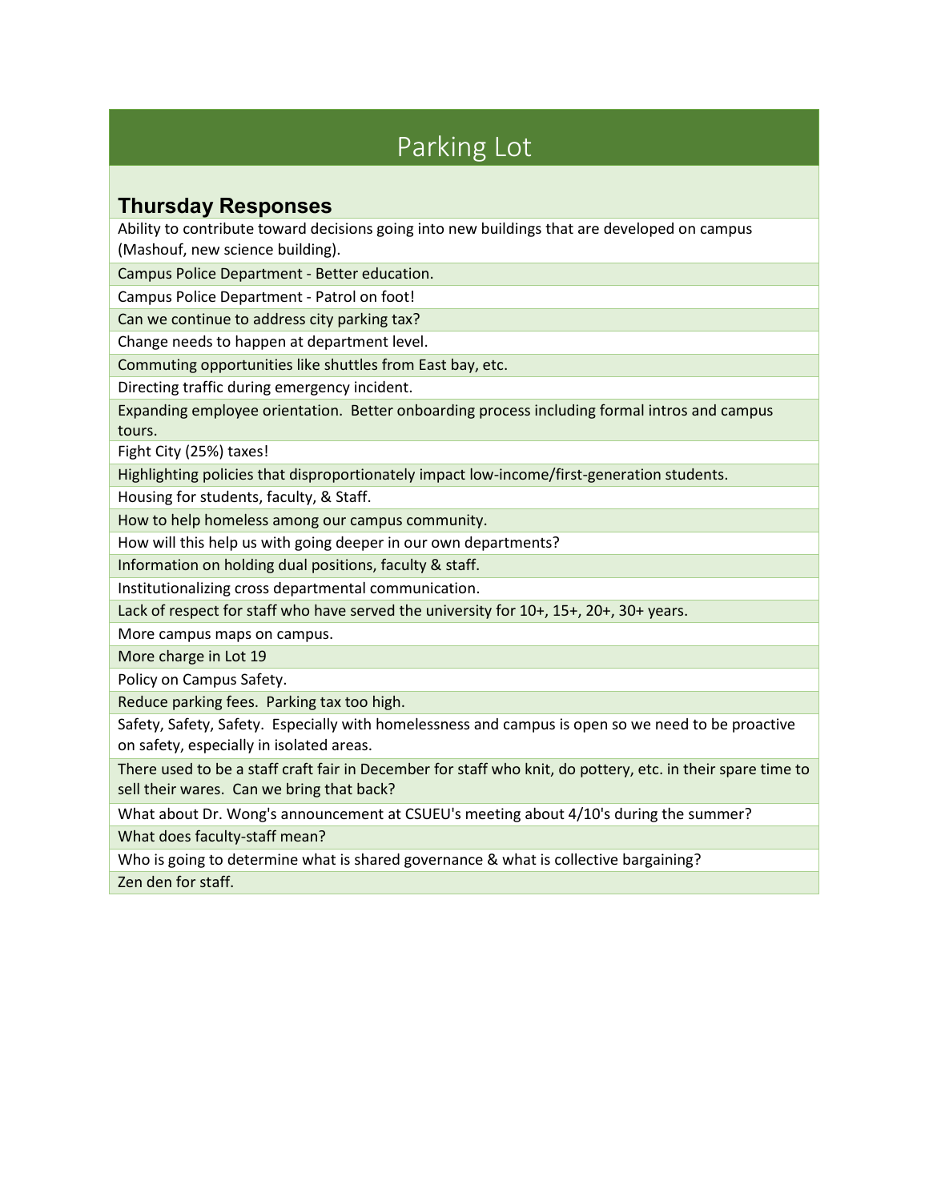# Parking Lot

## Thursday Responses

| |
|---|
| Ability to contribute toward decisions going into new buildings that are developed on campus (Mashouf, new science building). |
| Campus Police Department - Better education. |
| Campus Police Department - Patrol on foot! |
| Can we continue to address city parking tax? |
| Change needs to happen at department level. |
| Commuting opportunities like shuttles from East bay, etc. |
| Directing traffic during emergency incident. |
| Expanding employee orientation. Better onboarding process including formal intros and campus tours. |
| Fight City (25%) taxes! |
| Highlighting policies that disproportionately impact low-income/first-generation students. |
| Housing for students, faculty, & Staff. |
| How to help homeless among our campus community. |
| How will this help us with going deeper in our own departments? |
| Information on holding dual positions, faculty & staff. |
| Institutionalizing cross departmental communication. |
| Lack of respect for staff who have served the university for 10+, 15+, 20+, 30+ years. |
| More campus maps on campus. |
| More charge in Lot 19 |
| Policy on Campus Safety. |
| Reduce parking fees. Parking tax too high. |
| Safety, Safety, Safety. Especially with homelessness and campus is open so we need to be proactive on safety, especially in isolated areas. |
| There used to be a staff craft fair in December for staff who knit, do pottery, etc. in their spare time to sell their wares. Can we bring that back? |
| What about Dr. Wong's announcement at CSUEU's meeting about 4/10's during the summer? |
| What does faculty-staff mean? |
| Who is going to determine what is shared governance & what is collective bargaining? |
| Zen den for staff. |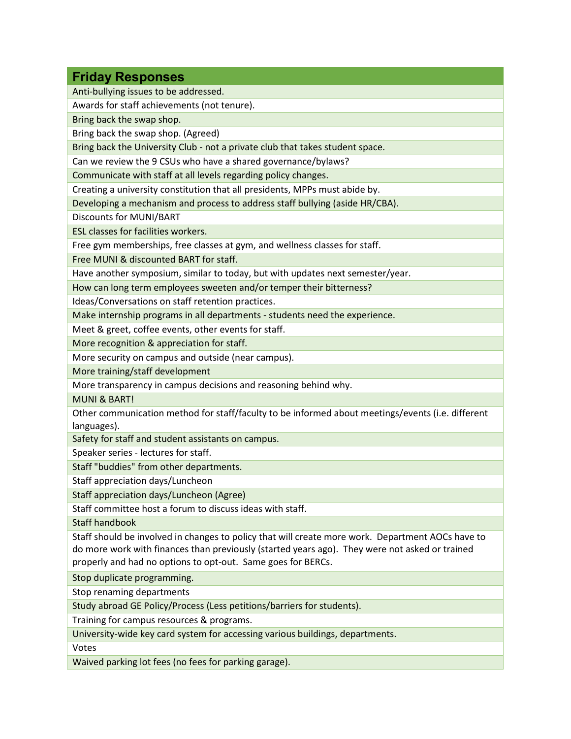| Friday Responses |
| --- |
| Anti-bullying issues to be addressed. |
| Awards for staff achievements (not tenure). |
| Bring back the swap shop. |
| Bring back the swap shop. (Agreed) |
| Bring back the University Club - not a private club that takes student space. |
| Can we review the 9 CSUs who have a shared governance/bylaws? |
| Communicate with staff at all levels regarding policy changes. |
| Creating a university constitution that all presidents, MPPs must abide by. |
| Developing a mechanism and process to address staff bullying (aside HR/CBA). |
| Discounts for MUNI/BART |
| ESL classes for facilities workers. |
| Free gym memberships, free classes at gym, and wellness classes for staff. |
| Free MUNI & discounted BART for staff. |
| Have another symposium, similar to today, but with updates next semester/year. |
| How can long term employees sweeten and/or temper their bitterness? |
| Ideas/Conversations on staff retention practices. |
| Make internship programs in all departments - students need the experience. |
| Meet & greet, coffee events, other events for staff. |
| More recognition & appreciation for staff. |
| More security on campus and outside (near campus). |
| More training/staff development |
| More transparency in campus decisions and reasoning behind why. |
| MUNI & BART! |
| Other communication method for staff/faculty to be informed about meetings/events (i.e. different languages). |
| Safety for staff and student assistants on campus. |
| Speaker series - lectures for staff. |
| Staff "buddies" from other departments. |
| Staff appreciation days/Luncheon |
| Staff appreciation days/Luncheon (Agree) |
| Staff committee host a forum to discuss ideas with staff. |
| Staff handbook |
| Staff should be involved in changes to policy that will create more work. Department AOCs have to do more work with finances than previously (started years ago). They were not asked or trained properly and had no options to opt-out. Same goes for BERCs. |
| Stop duplicate programming. |
| Stop renaming departments |
| Study abroad GE Policy/Process (Less petitions/barriers for students). |
| Training for campus resources & programs. |
| University-wide key card system for accessing various buildings, departments. |
| Votes |
| Waived parking lot fees (no fees for parking garage). |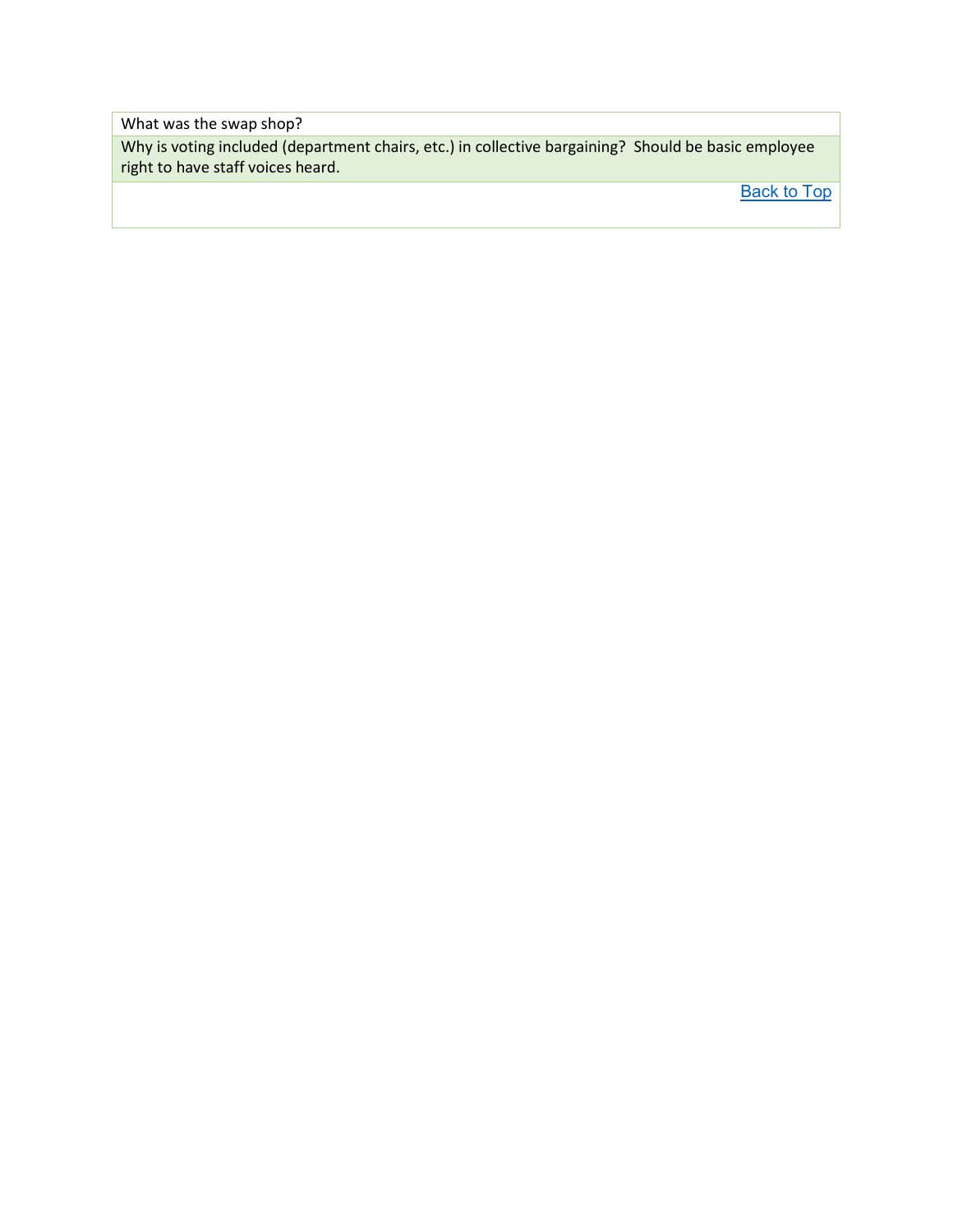| |
|---|
| What was the swap shop? |
| Why is voting included (department chairs, etc.) in collective bargaining? Should be basic employee right to have staff voices heard. |
| Back to Top |